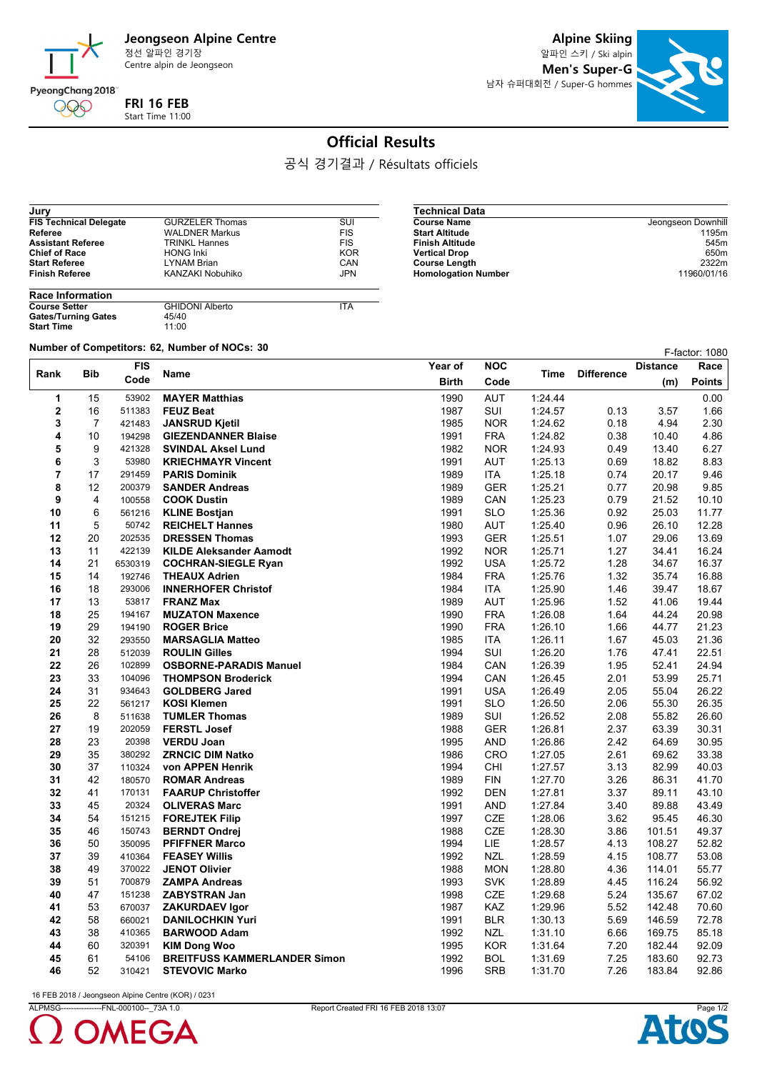**Jeongseon Alpine Centre**
정선 알파인 경기장
Centre alpin de Jeongseon

**Alpine Skiing**
알파인 스키 / Ski alpin
**Men's Super-G**
남자 슈퍼대회전 / Super-G hommes

**FRI 16 FEB**
Start Time 11:00

# Official Results

공식 경기결과 / Résultats officiels

| Jury | | |
|---|---|---|
| **FIS Technical Delegate** | GURZELER Thomas | SUI |
| **Referee** | WALDNER Markus | FIS |
| **Assistant Referee** | TRINKL Hannes | FIS |
| **Chief of Race** | HONG Inki | KOR |
| **Start Referee** | LYNAM Brian | CAN |
| **Finish Referee** | KANZAKI Nobuhiko | JPN |

| Technical Data | |
|---|---|
| **Course Name** | Jeongseon Downhill |
| **Start Altitude** | 1195m |
| **Finish Altitude** | 545m |
| **Vertical Drop** | 650m |
| **Course Length** | 2322m |
| **Homologation Number** | 11960/01/16 |

| Race Information | | |
|---|---|---|
| **Course Setter** | GHIDONI Alberto | ITA |
| **Gates/Turning Gates** | 45/40 | |
| **Start Time** | 11:00 | |

**Number of Competitors: 62, Number of NOCs: 30**

F-factor: 1080

| Rank | Bib | FIS Code | Name | Year of Birth | NOC Code | Time | Difference | Distance (m) | Race Points |
|---|---|---|---|---|---|---|---|---|---|
| 1 | 15 | 53902 | **MAYER Matthias** | 1990 | AUT | 1:24.44 | | | 0.00 |
| 2 | 16 | 511383 | **FEUZ Beat** | 1987 | SUI | 1:24.57 | 0.13 | 3.57 | 1.66 |
| 3 | 7 | 421483 | **JANSRUD Kjetil** | 1985 | NOR | 1:24.62 | 0.18 | 4.94 | 2.30 |
| 4 | 10 | 194298 | **GIEZENDANNER Blaise** | 1991 | FRA | 1:24.82 | 0.38 | 10.40 | 4.86 |
| 5 | 9 | 421328 | **SVINDAL Aksel Lund** | 1982 | NOR | 1:24.93 | 0.49 | 13.40 | 6.27 |
| 6 | 3 | 53980 | **KRIECHMAYR Vincent** | 1991 | AUT | 1:25.13 | 0.69 | 18.82 | 8.83 |
| 7 | 17 | 291459 | **PARIS Dominik** | 1989 | ITA | 1:25.18 | 0.74 | 20.17 | 9.46 |
| 8 | 12 | 200379 | **SANDER Andreas** | 1989 | GER | 1:25.21 | 0.77 | 20.98 | 9.85 |
| 9 | 4 | 100558 | **COOK Dustin** | 1989 | CAN | 1:25.23 | 0.79 | 21.52 | 10.10 |
| 10 | 6 | 561216 | **KLINE Bostjan** | 1991 | SLO | 1:25.36 | 0.92 | 25.03 | 11.77 |
| 11 | 5 | 50742 | **REICHELT Hannes** | 1980 | AUT | 1:25.40 | 0.96 | 26.10 | 12.28 |
| 12 | 20 | 202535 | **DRESSEN Thomas** | 1993 | GER | 1:25.51 | 1.07 | 29.06 | 13.69 |
| 13 | 11 | 422139 | **KILDE Aleksander Aamodt** | 1992 | NOR | 1:25.71 | 1.27 | 34.41 | 16.24 |
| 14 | 21 | 6530319 | **COCHRAN-SIEGLE Ryan** | 1992 | USA | 1:25.72 | 1.28 | 34.67 | 16.37 |
| 15 | 14 | 192746 | **THEAUX Adrien** | 1984 | FRA | 1:25.76 | 1.32 | 35.74 | 16.88 |
| 16 | 18 | 293006 | **INNERHOFER Christof** | 1984 | ITA | 1:25.90 | 1.46 | 39.47 | 18.67 |
| 17 | 13 | 53817 | **FRANZ Max** | 1989 | AUT | 1:25.96 | 1.52 | 41.06 | 19.44 |
| 18 | 25 | 194167 | **MUZATON Maxence** | 1990 | FRA | 1:26.08 | 1.64 | 44.24 | 20.98 |
| 19 | 29 | 194190 | **ROGER Brice** | 1990 | FRA | 1:26.10 | 1.66 | 44.77 | 21.23 |
| 20 | 32 | 293550 | **MARSAGLIA Matteo** | 1985 | ITA | 1:26.11 | 1.67 | 45.03 | 21.36 |
| 21 | 28 | 512039 | **ROULIN Gilles** | 1994 | SUI | 1:26.20 | 1.76 | 47.41 | 22.51 |
| 22 | 26 | 102899 | **OSBORNE-PARADIS Manuel** | 1984 | CAN | 1:26.39 | 1.95 | 52.41 | 24.94 |
| 23 | 33 | 104096 | **THOMPSON Broderick** | 1994 | CAN | 1:26.45 | 2.01 | 53.99 | 25.71 |
| 24 | 31 | 934643 | **GOLDBERG Jared** | 1991 | USA | 1:26.49 | 2.05 | 55.04 | 26.22 |
| 25 | 22 | 561217 | **KOSI Klemen** | 1991 | SLO | 1:26.50 | 2.06 | 55.30 | 26.35 |
| 26 | 8 | 511638 | **TUMLER Thomas** | 1989 | SUI | 1:26.52 | 2.08 | 55.82 | 26.60 |
| 27 | 19 | 202059 | **FERSTL Josef** | 1988 | GER | 1:26.81 | 2.37 | 63.39 | 30.31 |
| 28 | 23 | 20398 | **VERDU Joan** | 1995 | AND | 1:26.86 | 2.42 | 64.69 | 30.95 |
| 29 | 35 | 380292 | **ZRNCIC DIM Natko** | 1986 | CRO | 1:27.05 | 2.61 | 69.62 | 33.38 |
| 30 | 37 | 110324 | **von APPEN Henrik** | 1994 | CHI | 1:27.57 | 3.13 | 82.99 | 40.03 |
| 31 | 42 | 180570 | **ROMAR Andreas** | 1989 | FIN | 1:27.70 | 3.26 | 86.31 | 41.70 |
| 32 | 41 | 170131 | **FAARUP Christoffer** | 1992 | DEN | 1:27.81 | 3.37 | 89.11 | 43.10 |
| 33 | 45 | 20324 | **OLIVERAS Marc** | 1991 | AND | 1:27.84 | 3.40 | 89.88 | 43.49 |
| 34 | 54 | 151215 | **FOREJTEK Filip** | 1997 | CZE | 1:28.06 | 3.62 | 95.45 | 46.30 |
| 35 | 46 | 150743 | **BERNDT Ondrej** | 1988 | CZE | 1:28.30 | 3.86 | 101.51 | 49.37 |
| 36 | 50 | 350095 | **PFIFFNER Marco** | 1994 | LIE | 1:28.57 | 4.13 | 108.27 | 52.82 |
| 37 | 39 | 410364 | **FEASEY Willis** | 1992 | NZL | 1:28.59 | 4.15 | 108.77 | 53.08 |
| 38 | 49 | 370022 | **JENOT Olivier** | 1988 | MON | 1:28.80 | 4.36 | 114.01 | 55.77 |
| 39 | 51 | 700879 | **ZAMPA Andreas** | 1993 | SVK | 1:28.89 | 4.45 | 116.24 | 56.92 |
| 40 | 47 | 151238 | **ZABYSTRAN Jan** | 1998 | CZE | 1:29.68 | 5.24 | 135.67 | 67.02 |
| 41 | 53 | 670037 | **ZAKURDAEV Igor** | 1987 | KAZ | 1:29.96 | 5.52 | 142.48 | 70.60 |
| 42 | 58 | 660021 | **DANILOCHKIN Yuri** | 1991 | BLR | 1:30.13 | 5.69 | 146.59 | 72.78 |
| 43 | 38 | 410365 | **BARWOOD Adam** | 1992 | NZL | 1:31.10 | 6.66 | 169.75 | 85.18 |
| 44 | 60 | 320391 | **KIM Dong Woo** | 1995 | KOR | 1:31.64 | 7.20 | 182.44 | 92.09 |
| 45 | 61 | 54106 | **BREITFUSS KAMMERLANDER Simon** | 1992 | BOL | 1:31.69 | 7.25 | 183.60 | 92.73 |
| 46 | 52 | 310421 | **STEVOVIC Marko** | 1996 | SRB | 1:31.70 | 7.26 | 183.84 | 92.86 |

16 FEB 2018 / Jeongseon Alpine Centre (KOR) / 0231

ALPMSG----------------FNL-000100--_73A 1.0 Report Created FRI 16 FEB 2018 13:07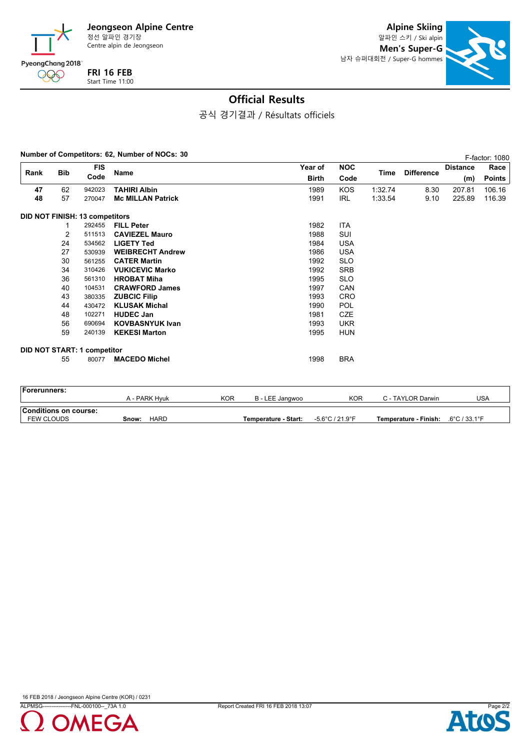**Jeongseon Alpine Centre**
정선 알파인 경기장
Centre alpin de Jeongseon

**FRI 16 FEB**
Start Time 11:00

**Alpine Skiing**
알파인 스키 / Ski alpin
**Men's Super-G**
남자 슈퍼대회전 / Super-G hommes

# Official Results

공식 경기결과 / Résultats officiels

**Number of Competitors: 62, Number of NOCs: 30**

F-factor: 1080

| Rank | Bib | FIS Code | Name | Year of Birth | NOC Code | Time | Difference | Distance (m) | Race Points |
|---|---|---|---|---|---|---|---|---|---|
| **47** | 62 | 942023 | **TAHIRI Albin** | 1989 | KOS | 1:32.74 | 8.30 | 207.81 | 106.16 |
| **48** | 57 | 270047 | **Mc MILLAN Patrick** | 1991 | IRL | 1:33.54 | 9.10 | 225.89 | 116.39 |

**DID NOT FINISH: 13 competitors**

| Bib | FIS Code | Name | Year of Birth | NOC Code |
|---|---|---|---|---|
| 1 | 292455 | **FILL Peter** | 1982 | ITA |
| 2 | 511513 | **CAVIEZEL Mauro** | 1988 | SUI |
| 24 | 534562 | **LIGETY Ted** | 1984 | USA |
| 27 | 530939 | **WEIBRECHT Andrew** | 1986 | USA |
| 30 | 561255 | **CATER Martin** | 1992 | SLO |
| 34 | 310426 | **VUKICEVIC Marko** | 1992 | SRB |
| 36 | 561310 | **HROBAT Miha** | 1995 | SLO |
| 40 | 104531 | **CRAWFORD James** | 1997 | CAN |
| 43 | 380335 | **ZUBCIC Filip** | 1993 | CRO |
| 44 | 430472 | **KLUSAK Michal** | 1990 | POL |
| 48 | 102271 | **HUDEC Jan** | 1981 | CZE |
| 56 | 690694 | **KOVBASNYUK Ivan** | 1993 | UKR |
| 59 | 240139 | **KEKESI Marton** | 1995 | HUN |

**DID NOT START: 1 competitor**

| Bib | FIS Code | Name | Year of Birth | NOC Code |
|---|---|---|---|---|
| 55 | 80077 | **MACEDO Michel** | 1998 | BRA |

**Forerunners:**

| | | | | | |
|---|---|---|---|---|---|
| A - PARK Hyuk | KOR | B - LEE Jangwoo | KOR | C - TAYLOR Darwin | USA |

**Conditions on course:**

FEW CLOUDS | **Snow:** HARD | **Temperature - Start:** -5.6°C / 21.9°F | **Temperature - Finish:** .6°C / 33.1°F

16 FEB 2018 / Jeongseon Alpine Centre (KOR) / 0231
ALPMSG----------------FNL-000100--_73A 1.0
Report Created FRI 16 FEB 2018 13:07